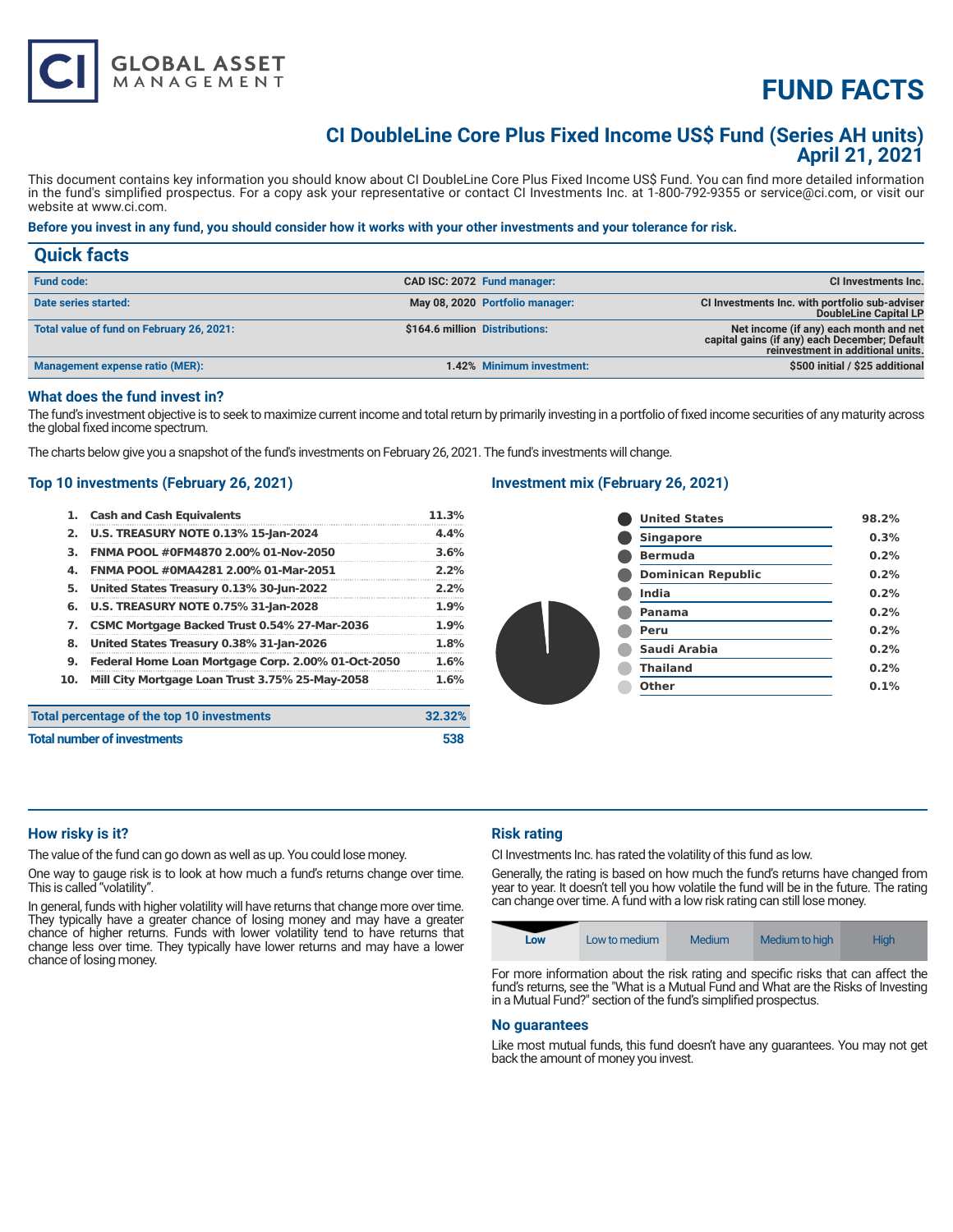# FUND FACTS

## CI DoubleLine Core Plus Fixed Income US$ Fund (Series AH units)
## April 21, 2021

This document contains key information you should know about CI DoubleLine Core Plus Fixed Income US$ Fund. You can find more detailed information in the fund's simplified prospectus. For a copy ask your representative or contact CI Investments Inc. at 1-800-792-9355 or service@ci.com, or visit our website at www.ci.com.

**Before you invest in any fund, you should consider how it works with your other investments and your tolerance for risk.**

## Quick facts

| | | | |
|---|---|---|---|
| **Fund code:** | CAD ISC: 2072 | **Fund manager:** | CI Investments Inc. |
| **Date series started:** | May 08, 2020 | **Portfolio manager:** | CI Investments Inc. with portfolio sub-adviser DoubleLine Capital LP |
| **Total value of fund on February 26, 2021:** | $164.6 million | **Distributions:** | Net income (if any) each month and net capital gains (if any) each December; Default reinvestment in additional units. |
| **Management expense ratio (MER):** | 1.42% | **Minimum investment:** | $500 initial / $25 additional |

### What does the fund invest in?

The fund's investment objective is to seek to maximize current income and total return by primarily investing in a portfolio of fixed income securities of any maturity across the global fixed income spectrum.

The charts below give you a snapshot of the fund's investments on February 26, 2021. The fund's investments will change.

### Top 10 investments (February 26, 2021)

| | | |
|---|---|---|
| 1. | Cash and Cash Equivalents | 11.3% |
| 2. | U.S. TREASURY NOTE 0.13% 15-Jan-2024 | 4.4% |
| 3. | FNMA POOL #0FM4870 2.00% 01-Nov-2050 | 3.6% |
| 4. | FNMA POOL #0MA4281 2.00% 01-Mar-2051 | 2.2% |
| 5. | United States Treasury 0.13% 30-Jun-2022 | 2.2% |
| 6. | U.S. TREASURY NOTE 0.75% 31-Jan-2028 | 1.9% |
| 7. | CSMC Mortgage Backed Trust 0.54% 27-Mar-2036 | 1.9% |
| 8. | United States Treasury 0.38% 31-Jan-2026 | 1.8% |
| 9. | Federal Home Loan Mortgage Corp. 2.00% 01-Oct-2050 | 1.6% |
| 10. | Mill City Mortgage Loan Trust 3.75% 25-May-2058 | 1.6% |

| | |
|---|---|
| **Total percentage of the top 10 investments** | 32.32% |
| **Total number of investments** | 538 |

### Investment mix (February 26, 2021)

| | |
|---|---|
| United States | 98.2% |
| Singapore | 0.3% |
| Bermuda | 0.2% |
| Dominican Republic | 0.2% |
| India | 0.2% |
| Panama | 0.2% |
| Peru | 0.2% |
| Saudi Arabia | 0.2% |
| Thailand | 0.2% |
| Other | 0.1% |

### How risky is it?

The value of the fund can go down as well as up. You could lose money.

One way to gauge risk is to look at how much a fund's returns change over time. This is called "volatility".

In general, funds with higher volatility will have returns that change more over time. They typically have a greater chance of losing money and may have a greater chance of higher returns. Funds with lower volatility tend to have returns that change less over time. They typically have lower returns and may have a lower chance of losing money.

### Risk rating

CI Investments Inc. has rated the volatility of this fund as low.

Generally, the rating is based on how much the fund's returns have changed from year to year. It doesn't tell you how volatile the fund will be in the future. The rating can change over time. A fund with a low risk rating can still lose money.

| **Low** | Low to medium | Medium | Medium to high | High |
|---|---|---|---|---|

For more information about the risk rating and specific risks that can affect the fund's returns, see the "What is a Mutual Fund and What are the Risks of Investing in a Mutual Fund?" section of the fund's simplified prospectus.

### No guarantees

Like most mutual funds, this fund doesn't have any guarantees. You may not get back the amount of money you invest.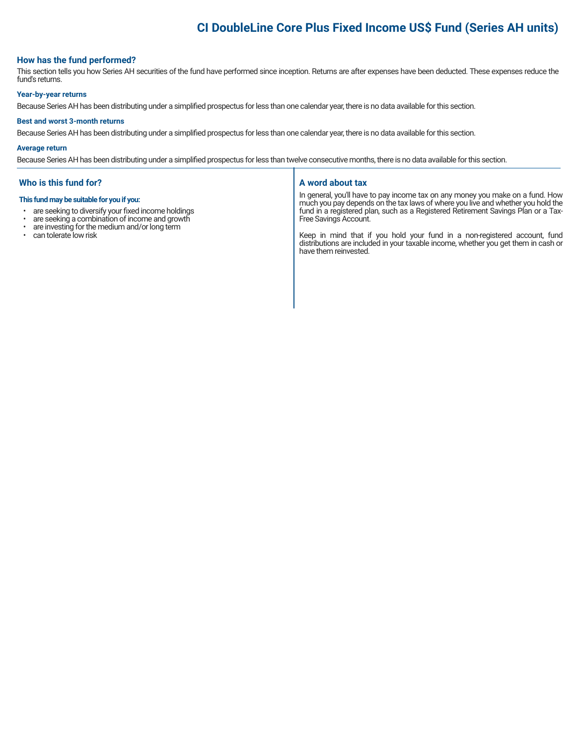# CI DoubleLine Core Plus Fixed Income US$ Fund (Series AH units)

## How has the fund performed?

This section tells you how Series AH securities of the fund have performed since inception. Returns are after expenses have been deducted. These expenses reduce the fund's returns.

### Year-by-year returns

Because Series AH has been distributing under a simplified prospectus for less than one calendar year, there is no data available for this section.

### Best and worst 3-month returns

Because Series AH has been distributing under a simplified prospectus for less than one calendar year, there is no data available for this section.

### Average return

Because Series AH has been distributing under a simplified prospectus for less than twelve consecutive months, there is no data available for this section.

## Who is this fund for?

**This fund may be suitable for you if you:**

- are seeking to diversify your fixed income holdings
- are seeking a combination of income and growth
- are investing for the medium and/or long term
- can tolerate low risk

## A word about tax

In general, you'll have to pay income tax on any money you make on a fund. How much you pay depends on the tax laws of where you live and whether you hold the fund in a registered plan, such as a Registered Retirement Savings Plan or a Tax-Free Savings Account.

Keep in mind that if you hold your fund in a non-registered account, fund distributions are included in your taxable income, whether you get them in cash or have them reinvested.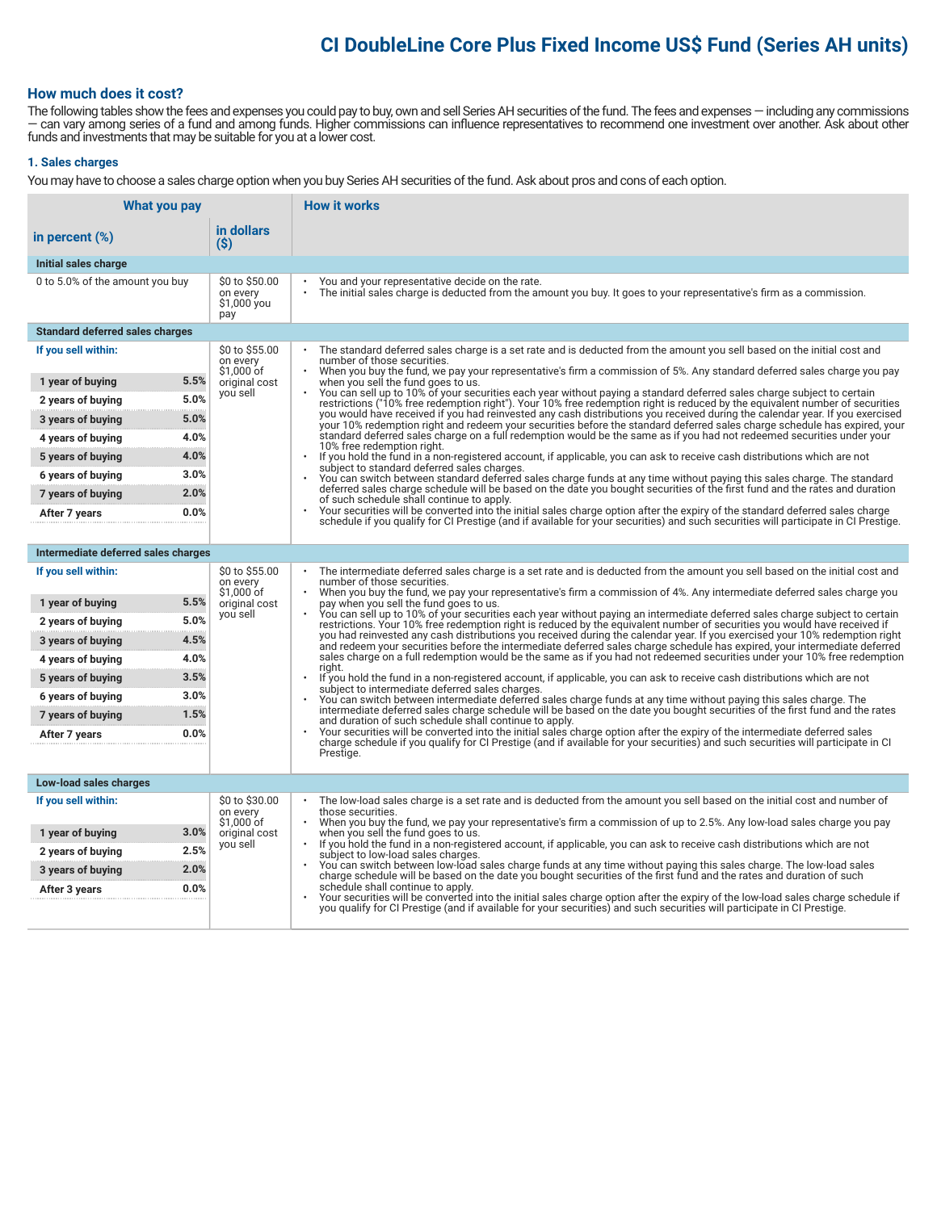# CI DoubleLine Core Plus Fixed Income US$ Fund (Series AH units)

## How much does it cost?

The following tables show the fees and expenses you could pay to buy, own and sell Series AH securities of the fund. The fees and expenses — including any commissions — can vary among series of a fund and among funds. Higher commissions can influence representatives to recommend one investment over another. Ask about other funds and investments that may be suitable for you at a lower cost.

### 1. Sales charges

You may have to choose a sales charge option when you buy Series AH securities of the fund. Ask about pros and cons of each option.

| What you pay: in percent (%) | What you pay: in dollars ($) | How it works |
|---|---|---|
| **Initial sales charge** | | |
| 0 to 5.0% of the amount you buy | $0 to $50.00 on every $1,000 you pay | • You and your representative decide on the rate.<br>• The initial sales charge is deducted from the amount you buy. It goes to your representative's firm as a commission. |
| **Standard deferred sales charges** | | |
| **If you sell within:**<br>1 year of buying 5.5%<br>2 years of buying 5.0%<br>3 years of buying 5.0%<br>4 years of buying 4.0%<br>5 years of buying 4.0%<br>6 years of buying 3.0%<br>7 years of buying 2.0%<br>After 7 years 0.0% | $0 to $55.00 on every $1,000 of original cost you sell | • The standard deferred sales charge is a set rate and is deducted from the amount you sell based on the initial cost and number of those securities.<br>• When you buy the fund, we pay your representative's firm a commission of 5%. Any standard deferred sales charge you pay when you sell the fund goes to us.<br>• You can sell up to 10% of your securities each year without paying a standard deferred sales charge subject to certain restrictions ("10% free redemption right"). Your 10% free redemption right is reduced by the equivalent number of securities you would have received if you had reinvested any cash distributions you received during the calendar year. If you exercised your 10% redemption right and redeem your securities before the standard deferred sales charge schedule has expired, your standard deferred sales charge on a full redemption would be the same as if you had not redeemed securities under your 10% free redemption right.<br>• If you hold the fund in a non-registered account, if applicable, you can ask to receive cash distributions which are not subject to standard deferred sales charges.<br>• You can switch between standard deferred sales charge funds at any time without paying this sales charge. The standard deferred sales charge schedule will be based on the date you bought securities of the first fund and the rates and duration of such schedule shall continue to apply.<br>• Your securities will be converted into the initial sales charge option after the expiry of the standard deferred sales charge schedule if you qualify for CI Prestige (and if available for your securities) and such securities will participate in CI Prestige. |
| **Intermediate deferred sales charges** | | |
| **If you sell within:**<br>1 year of buying 5.5%<br>2 years of buying 5.0%<br>3 years of buying 4.5%<br>4 years of buying 4.0%<br>5 years of buying 3.5%<br>6 years of buying 3.0%<br>7 years of buying 1.5%<br>After 7 years 0.0% | $0 to $55.00 on every $1,000 of original cost you sell | • The intermediate deferred sales charge is a set rate and is deducted from the amount you sell based on the initial cost and number of those securities.<br>• When you buy the fund, we pay your representative's firm a commission of 4%. Any intermediate deferred sales charge you pay when you sell the fund goes to us.<br>• You can sell up to 10% of your securities each year without paying an intermediate deferred sales charge subject to certain restrictions. Your 10% free redemption right is reduced by the equivalent number of securities you would have received if you had reinvested any cash distributions you received during the calendar year. If you exercised your 10% redemption right and redeem your securities before the intermediate deferred sales charge schedule has expired, your intermediate deferred sales charge on a full redemption would be the same as if you had not redeemed securities under your 10% free redemption right.<br>• If you hold the fund in a non-registered account, if applicable, you can ask to receive cash distributions which are not subject to intermediate deferred sales charges.<br>• You can switch between intermediate deferred sales charge funds at any time without paying this sales charge. The intermediate deferred sales charge schedule will be based on the date you bought securities of the first fund and the rates and duration of such schedule shall continue to apply.<br>• Your securities will be converted into the initial sales charge option after the expiry of the intermediate deferred sales charge schedule if you qualify for CI Prestige (and if available for your securities) and such securities will participate in CI Prestige. |
| **Low-load sales charges** | | |
| **If you sell within:**<br>1 year of buying 3.0%<br>2 years of buying 2.5%<br>3 years of buying 2.0%<br>After 3 years 0.0% | $0 to $30.00 on every $1,000 of original cost you sell | • The low-load sales charge is a set rate and is deducted from the amount you sell based on the initial cost and number of those securities.<br>• When you buy the fund, we pay your representative's firm a commission of up to 2.5%. Any low-load sales charge you pay when you sell the fund goes to us.<br>• If you hold the fund in a non-registered account, if applicable, you can ask to receive cash distributions which are not subject to low-load sales charges.<br>• You can switch between low-load sales charge funds at any time without paying this sales charge. The low-load sales charge schedule will be based on the date you bought securities of the first fund and the rates and duration of such schedule shall continue to apply.<br>• Your securities will be converted into the initial sales charge option after the expiry of the low-load sales charge schedule if you qualify for CI Prestige (and if available for your securities) and such securities will participate in CI Prestige. |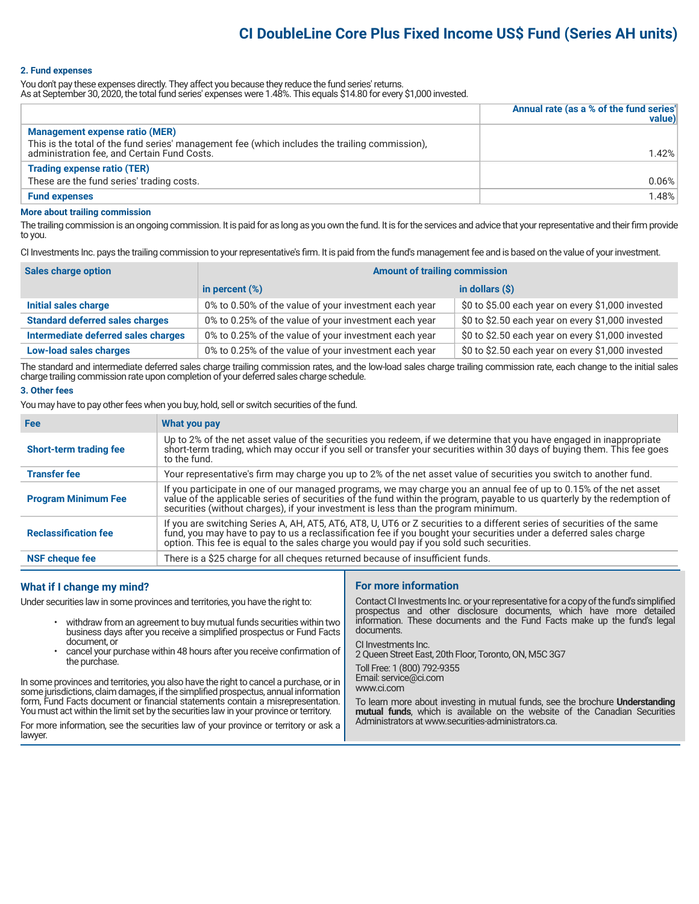# CI DoubleLine Core Plus Fixed Income US$ Fund (Series AH units)

### 2. Fund expenses

You don't pay these expenses directly. They affect you because they reduce the fund series' returns.
As at September 30, 2020, the total fund series' expenses were 1.48%. This equals $14.80 for every $1,000 invested.

| | Annual rate (as a % of the fund series' value) |
|---|---|
| **Management expense ratio (MER)**<br>This is the total of the fund series' management fee (which includes the trailing commission), administration fee, and Certain Fund Costs. | 1.42% |
| **Trading expense ratio (TER)**<br>These are the fund series' trading costs. | 0.06% |
| **Fund expenses** | 1.48% |

**More about trailing commission**

The trailing commission is an ongoing commission. It is paid for as long as you own the fund. It is for the services and advice that your representative and their firm provide to you.

CI Investments Inc. pays the trailing commission to your representative's firm. It is paid from the fund's management fee and is based on the value of your investment.

| Sales charge option | Amount of trailing commission | |
|---|---|---|
| | in percent (%) | in dollars ($) |
| Initial sales charge | 0% to 0.50% of the value of your investment each year | $0 to $5.00 each year on every $1,000 invested |
| Standard deferred sales charges | 0% to 0.25% of the value of your investment each year | $0 to $2.50 each year on every $1,000 invested |
| Intermediate deferred sales charges | 0% to 0.25% of the value of your investment each year | $0 to $2.50 each year on every $1,000 invested |
| Low-load sales charges | 0% to 0.25% of the value of your investment each year | $0 to $2.50 each year on every $1,000 invested |

The standard and intermediate deferred sales charge trailing commission rates, and the low-load sales charge trailing commission rate, each change to the initial sales charge trailing commission rate upon completion of your deferred sales charge schedule.

### 3. Other fees

You may have to pay other fees when you buy, hold, sell or switch securities of the fund.

| Fee | What you pay |
|---|---|
| Short-term trading fee | Up to 2% of the net asset value of the securities you redeem, if we determine that you have engaged in inappropriate short-term trading, which may occur if you sell or transfer your securities within 30 days of buying them. This fee goes to the fund. |
| Transfer fee | Your representative's firm may charge you up to 2% of the net asset value of securities you switch to another fund. |
| Program Minimum Fee | If you participate in one of our managed programs, we may charge you an annual fee of up to 0.15% of the net asset value of the applicable series of securities of the fund within the program, payable to us quarterly by the redemption of securities (without charges), if your investment is less than the program minimum. |
| Reclassification fee | If you are switching Series A, AH, AT5, AT6, AT8, U, UT6 or Z securities to a different series of securities of the same fund, you may have to pay to us a reclassification fee if you bought your securities under a deferred sales charge option. This fee is equal to the sales charge you would pay if you sold such securities. |
| NSF cheque fee | There is a $25 charge for all cheques returned because of insufficient funds. |

## What if I change my mind?

Under securities law in some provinces and territories, you have the right to:

- withdraw from an agreement to buy mutual funds securities within two business days after you receive a simplified prospectus or Fund Facts document, or
- cancel your purchase within 48 hours after you receive confirmation of the purchase.

In some provinces and territories, you also have the right to cancel a purchase, or in some jurisdictions, claim damages, if the simplified prospectus, annual information form, Fund Facts document or financial statements contain a misrepresentation. You must act within the limit set by the securities law in your province or territory.

For more information, see the securities law of your province or territory or ask a lawyer.

## For more information

Contact CI Investments Inc. or your representative for a copy of the fund's simplified prospectus and other disclosure documents, which have more detailed information. These documents and the Fund Facts make up the fund's legal documents.

CI Investments Inc.
2 Queen Street East, 20th Floor, Toronto, ON, M5C 3G7

Toll Free: 1 (800) 792-9355
Email: service@ci.com
www.ci.com

To learn more about investing in mutual funds, see the brochure **Understanding mutual funds**, which is available on the website of the Canadian Securities Administrators at www.securities-administrators.ca.